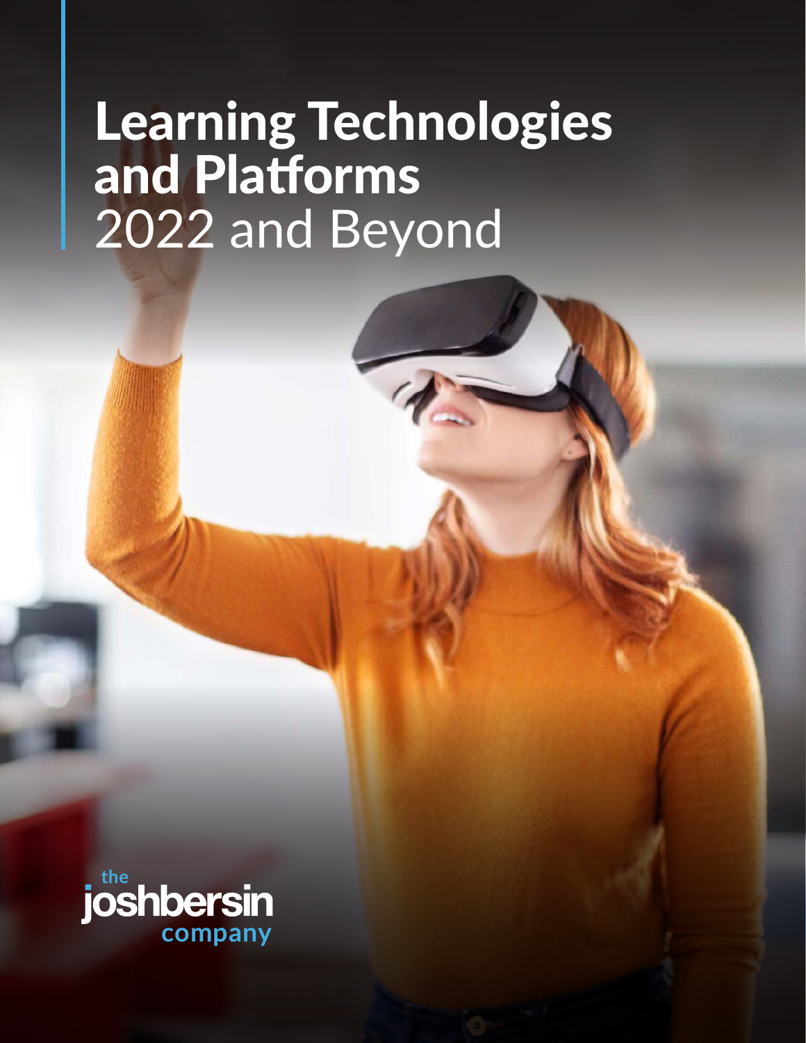# Learning Technologies and Platforms 2022 and Beyond

the joshbersin company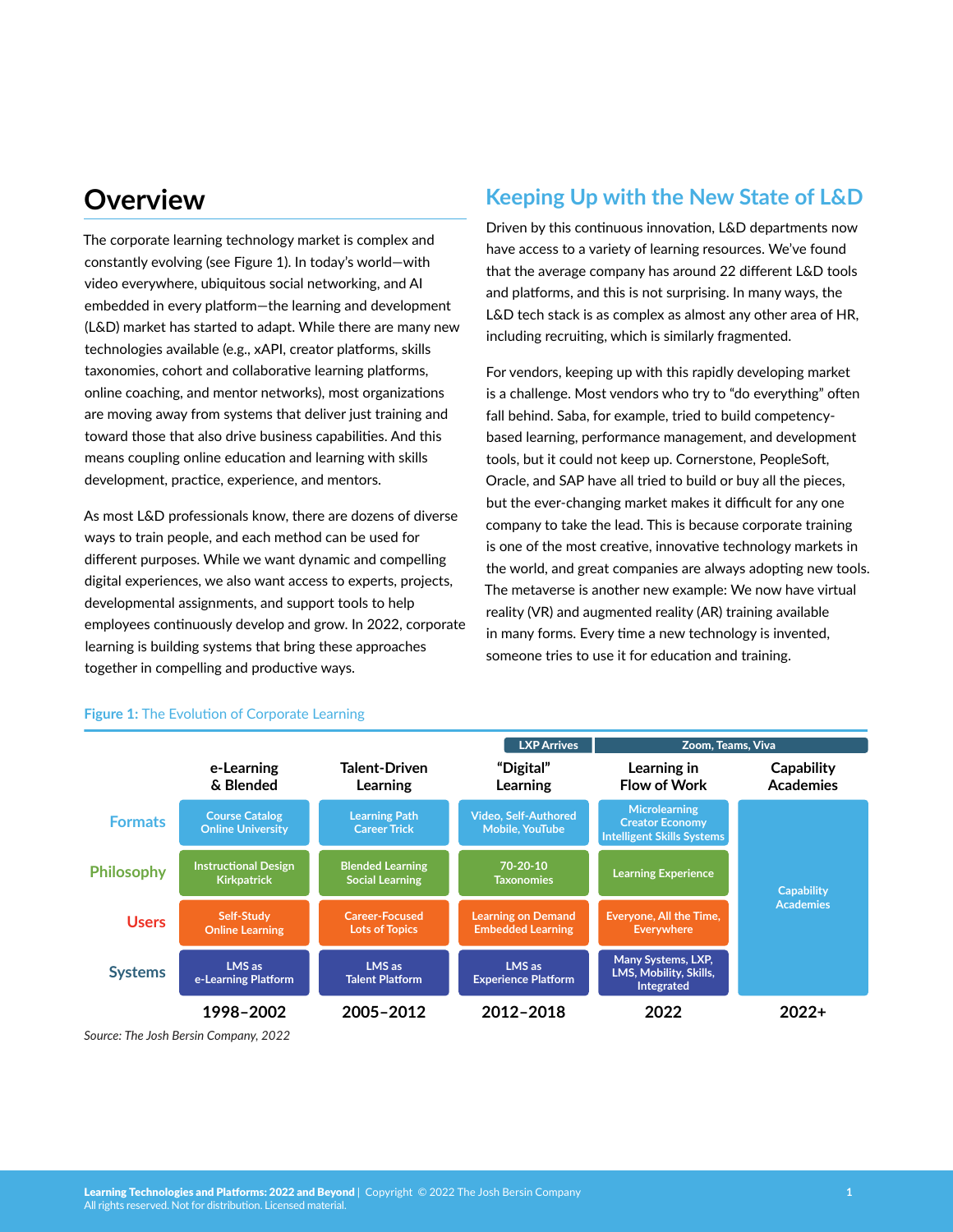## Overview

The corporate learning technology market is complex and constantly evolving (see Figure 1). In today's world—with video everywhere, ubiquitous social networking, and AI embedded in every platform—the learning and development (L&D) market has started to adapt. While there are many new technologies available (e.g., xAPI, creator platforms, skills taxonomies, cohort and collaborative learning platforms, online coaching, and mentor networks), most organizations are moving away from systems that deliver just training and toward those that also drive business capabilities. And this means coupling online education and learning with skills development, practice, experience, and mentors.

As most L&D professionals know, there are dozens of diverse ways to train people, and each method can be used for different purposes. While we want dynamic and compelling digital experiences, we also want access to experts, projects, developmental assignments, and support tools to help employees continuously develop and grow. In 2022, corporate learning is building systems that bring these approaches together in compelling and productive ways.

## Keeping Up with the New State of L&D

Driven by this continuous innovation, L&D departments now have access to a variety of learning resources. We've found that the average company has around 22 different L&D tools and platforms, and this is not surprising. In many ways, the L&D tech stack is as complex as almost any other area of HR, including recruiting, which is similarly fragmented.

For vendors, keeping up with this rapidly developing market is a challenge. Most vendors who try to "do everything" often fall behind. Saba, for example, tried to build competency-based learning, performance management, and development tools, but it could not keep up. Cornerstone, PeopleSoft, Oracle, and SAP have all tried to build or buy all the pieces, but the ever-changing market makes it difficult for any one company to take the lead. This is because corporate training is one of the most creative, innovative technology markets in the world, and great companies are always adopting new tools. The metaverse is another new example: We now have virtual reality (VR) and augmented reality (AR) training available in many forms. Every time a new technology is invented, someone tries to use it for education and training.

**Figure 1:** The Evolution of Corporate Learning

| | e-Learning & Blended | Talent-Driven Learning | "Digital" Learning (LXP Arrives) | Learning in Flow of Work (Zoom, Teams, Viva) | Capability Academies (Zoom, Teams, Viva) |
|---|---|---|---|---|---|
| **Formats** | Course Catalog, Online University | Learning Path, Career Trick | Video, Self-Authored, Mobile, YouTube | Microlearning, Creator Economy, Intelligent Skills Systems | Capability Academies |
| **Philosophy** | Instructional Design, Kirkpatrick | Blended Learning, Social Learning | 70-20-10, Taxonomies | Learning Experience | |
| **Users** | Self-Study, Online Learning | Career-Focused, Lots of Topics | Learning on Demand, Embedded Learning | Everyone, All the Time, Everywhere | |
| **Systems** | LMS as e-Learning Platform | LMS as Talent Platform | LMS as Experience Platform | Many Systems, LXP, LMS, Mobility, Skills, Integrated | |
| | 1998–2002 | 2005–2012 | 2012–2018 | 2022 | 2022+ |

*Source: The Josh Bersin Company, 2022*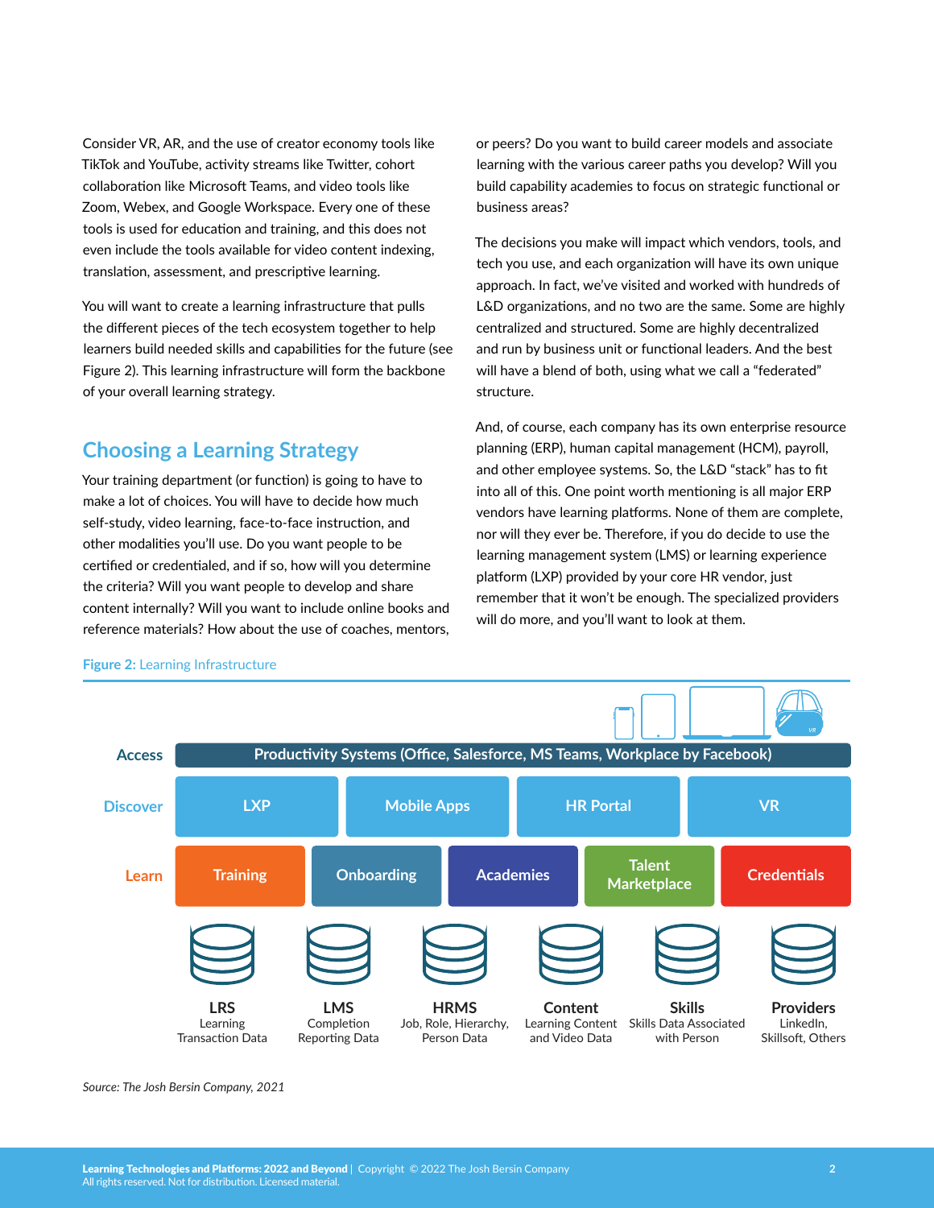Consider VR, AR, and the use of creator economy tools like TikTok and YouTube, activity streams like Twitter, cohort collaboration like Microsoft Teams, and video tools like Zoom, Webex, and Google Workspace. Every one of these tools is used for education and training, and this does not even include the tools available for video content indexing, translation, assessment, and prescriptive learning.

You will want to create a learning infrastructure that pulls the different pieces of the tech ecosystem together to help learners build needed skills and capabilities for the future (see Figure 2). This learning infrastructure will form the backbone of your overall learning strategy.

## Choosing a Learning Strategy

Your training department (or function) is going to have to make a lot of choices. You will have to decide how much self-study, video learning, face-to-face instruction, and other modalities you'll use. Do you want people to be certified or credentialed, and if so, how will you determine the criteria? Will you want people to develop and share content internally? Will you want to include online books and reference materials? How about the use of coaches, mentors, or peers? Do you want to build career models and associate learning with the various career paths you develop? Will you build capability academies to focus on strategic functional or business areas?

The decisions you make will impact which vendors, tools, and tech you use, and each organization will have its own unique approach. In fact, we've visited and worked with hundreds of L&D organizations, and no two are the same. Some are highly centralized and structured. Some are highly decentralized and run by business unit or functional leaders. And the best will have a blend of both, using what we call a "federated" structure.

And, of course, each company has its own enterprise resource planning (ERP), human capital management (HCM), payroll, and other employee systems. So, the L&D "stack" has to fit into all of this. One point worth mentioning is all major ERP vendors have learning platforms. None of them are complete, nor will they ever be. Therefore, if you do decide to use the learning management system (LMS) or learning experience platform (LXP) provided by your core HR vendor, just remember that it won't be enough. The specialized providers will do more, and you'll want to look at them.

**Figure 2:** Learning Infrastructure

| | | | | | | |
|---|---|---|---|---|---|---|
| **Access** | Productivity Systems (Office, Salesforce, MS Teams, Workplace by Facebook) | | | | | |
| **Discover** | LXP | Mobile Apps | HR Portal | VR | | |
| **Learn** | Training | Onboarding | Academies | Talent Marketplace | Credentials | |
| | **LRS** Learning Transaction Data | **LMS** Completion Reporting Data | **HRMS** Job, Role, Hierarchy, Person Data | **Content** Learning Content and Video Data | **Skills** Skills Data Associated with Person | **Providers** LinkedIn, Skillsoft, Others |

*Source: The Josh Bersin Company, 2021*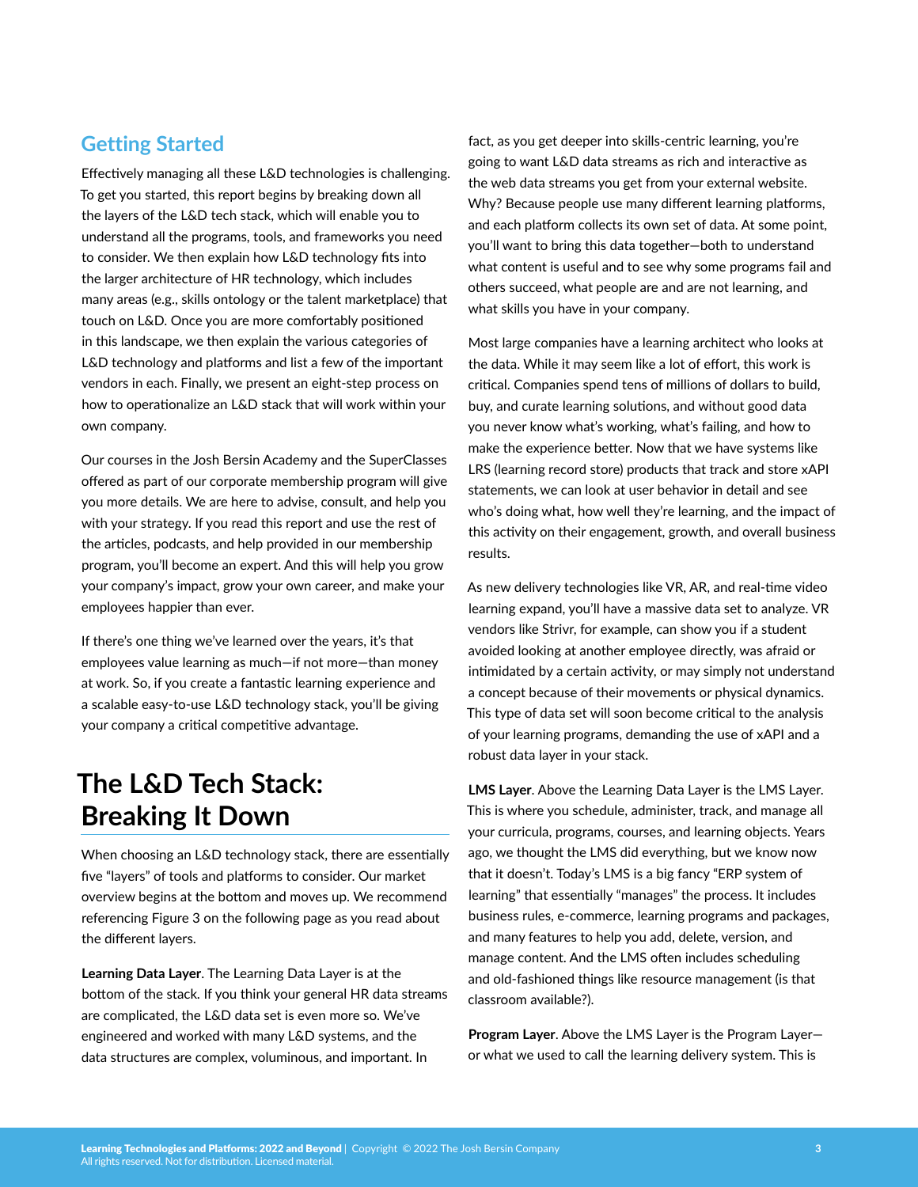## Getting Started

Effectively managing all these L&D technologies is challenging. To get you started, this report begins by breaking down all the layers of the L&D tech stack, which will enable you to understand all the programs, tools, and frameworks you need to consider. We then explain how L&D technology fits into the larger architecture of HR technology, which includes many areas (e.g., skills ontology or the talent marketplace) that touch on L&D. Once you are more comfortably positioned in this landscape, we then explain the various categories of L&D technology and platforms and list a few of the important vendors in each. Finally, we present an eight-step process on how to operationalize an L&D stack that will work within your own company.

Our courses in the Josh Bersin Academy and the SuperClasses offered as part of our corporate membership program will give you more details. We are here to advise, consult, and help you with your strategy. If you read this report and use the rest of the articles, podcasts, and help provided in our membership program, you'll become an expert. And this will help you grow your company's impact, grow your own career, and make your employees happier than ever.

If there's one thing we've learned over the years, it's that employees value learning as much—if not more—than money at work. So, if you create a fantastic learning experience and a scalable easy-to-use L&D technology stack, you'll be giving your company a critical competitive advantage.

# The L&D Tech Stack: Breaking It Down

When choosing an L&D technology stack, there are essentially five "layers" of tools and platforms to consider. Our market overview begins at the bottom and moves up. We recommend referencing Figure 3 on the following page as you read about the different layers.

**Learning Data Layer**. The Learning Data Layer is at the bottom of the stack. If you think your general HR data streams are complicated, the L&D data set is even more so. We've engineered and worked with many L&D systems, and the data structures are complex, voluminous, and important. In fact, as you get deeper into skills-centric learning, you're going to want L&D data streams as rich and interactive as the web data streams you get from your external website. Why? Because people use many different learning platforms, and each platform collects its own set of data. At some point, you'll want to bring this data together—both to understand what content is useful and to see why some programs fail and others succeed, what people are and are not learning, and what skills you have in your company.

Most large companies have a learning architect who looks at the data. While it may seem like a lot of effort, this work is critical. Companies spend tens of millions of dollars to build, buy, and curate learning solutions, and without good data you never know what's working, what's failing, and how to make the experience better. Now that we have systems like LRS (learning record store) products that track and store xAPI statements, we can look at user behavior in detail and see who's doing what, how well they're learning, and the impact of this activity on their engagement, growth, and overall business results.

As new delivery technologies like VR, AR, and real-time video learning expand, you'll have a massive data set to analyze. VR vendors like Strivr, for example, can show you if a student avoided looking at another employee directly, was afraid or intimidated by a certain activity, or may simply not understand a concept because of their movements or physical dynamics. This type of data set will soon become critical to the analysis of your learning programs, demanding the use of xAPI and a robust data layer in your stack.

**LMS Layer**. Above the Learning Data Layer is the LMS Layer. This is where you schedule, administer, track, and manage all your curricula, programs, courses, and learning objects. Years ago, we thought the LMS did everything, but we know now that it doesn't. Today's LMS is a big fancy "ERP system of learning" that essentially "manages" the process. It includes business rules, e-commerce, learning programs and packages, and many features to help you add, delete, version, and manage content. And the LMS often includes scheduling and old-fashioned things like resource management (is that classroom available?).

**Program Layer**. Above the LMS Layer is the Program Layer—or what we used to call the learning delivery system. This is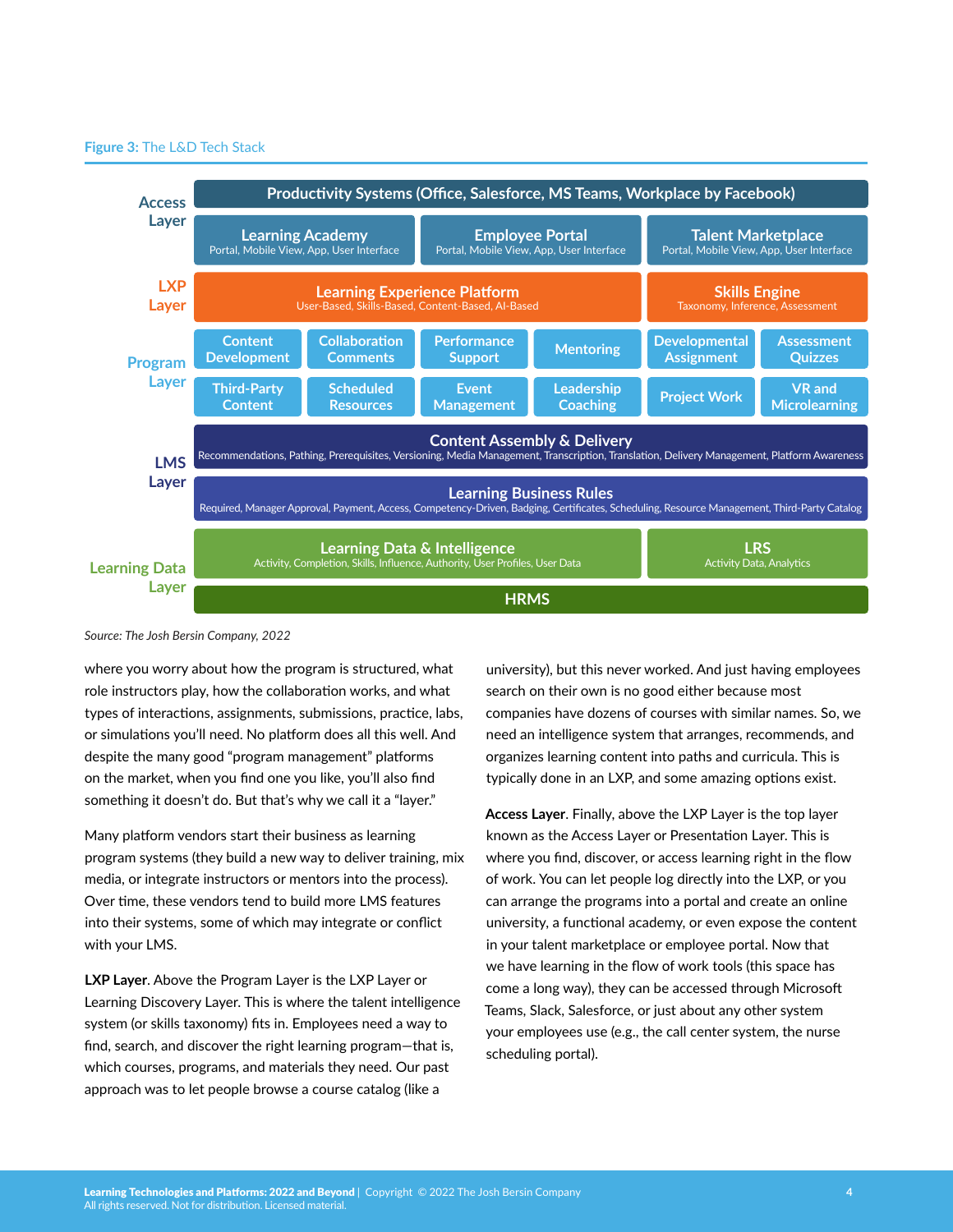**Figure 3:** The L&D Tech Stack

| Layer | Components |
| --- | --- |
| Access Layer | Productivity Systems (Office, Salesforce, MS Teams, Workplace by Facebook) |
| | Learning Academy (Portal, Mobile View, App, User Interface); Employee Portal (Portal, Mobile View, App, User Interface); Talent Marketplace (Portal, Mobile View, App, User Interface) |
| LXP Layer | Learning Experience Platform (User-Based, Skills-Based, Content-Based, AI-Based); Skills Engine (Taxonomy, Inference, Assessment) |
| Program Layer | Content Development; Collaboration Comments; Performance Support; Mentoring; Developmental Assignment; Assessment Quizzes |
| | Third-Party Content; Scheduled Resources; Event Management; Leadership Coaching; Project Work; VR and Microlearning |
| LMS Layer | Content Assembly & Delivery (Recommendations, Pathing, Prerequisites, Versioning, Media Management, Transcription, Translation, Delivery Management, Platform Awareness) |
| | Learning Business Rules (Required, Manager Approval, Payment, Access, Competency-Driven, Badging, Certificates, Scheduling, Resource Management, Third-Party Catalog) |
| Learning Data Layer | Learning Data & Intelligence (Activity, Completion, Skills, Influence, Authority, User Profiles, User Data); LRS (Activity Data, Analytics) |
| | HRMS |

*Source: The Josh Bersin Company, 2022*

where you worry about how the program is structured, what role instructors play, how the collaboration works, and what types of interactions, assignments, submissions, practice, labs, or simulations you'll need. No platform does all this well. And despite the many good "program management" platforms on the market, when you find one you like, you'll also find something it doesn't do. But that's why we call it a "layer."

Many platform vendors start their business as learning program systems (they build a new way to deliver training, mix media, or integrate instructors or mentors into the process). Over time, these vendors tend to build more LMS features into their systems, some of which may integrate or conflict with your LMS.

**LXP Layer**. Above the Program Layer is the LXP Layer or Learning Discovery Layer. This is where the talent intelligence system (or skills taxonomy) fits in. Employees need a way to find, search, and discover the right learning program—that is, which courses, programs, and materials they need. Our past approach was to let people browse a course catalog (like a university), but this never worked. And just having employees search on their own is no good either because most companies have dozens of courses with similar names. So, we need an intelligence system that arranges, recommends, and organizes learning content into paths and curricula. This is typically done in an LXP, and some amazing options exist.

**Access Layer**. Finally, above the LXP Layer is the top layer known as the Access Layer or Presentation Layer. This is where you find, discover, or access learning right in the flow of work. You can let people log directly into the LXP, or you can arrange the programs into a portal and create an online university, a functional academy, or even expose the content in your talent marketplace or employee portal. Now that we have learning in the flow of work tools (this space has come a long way), they can be accessed through Microsoft Teams, Slack, Salesforce, or just about any other system your employees use (e.g., the call center system, the nurse scheduling portal).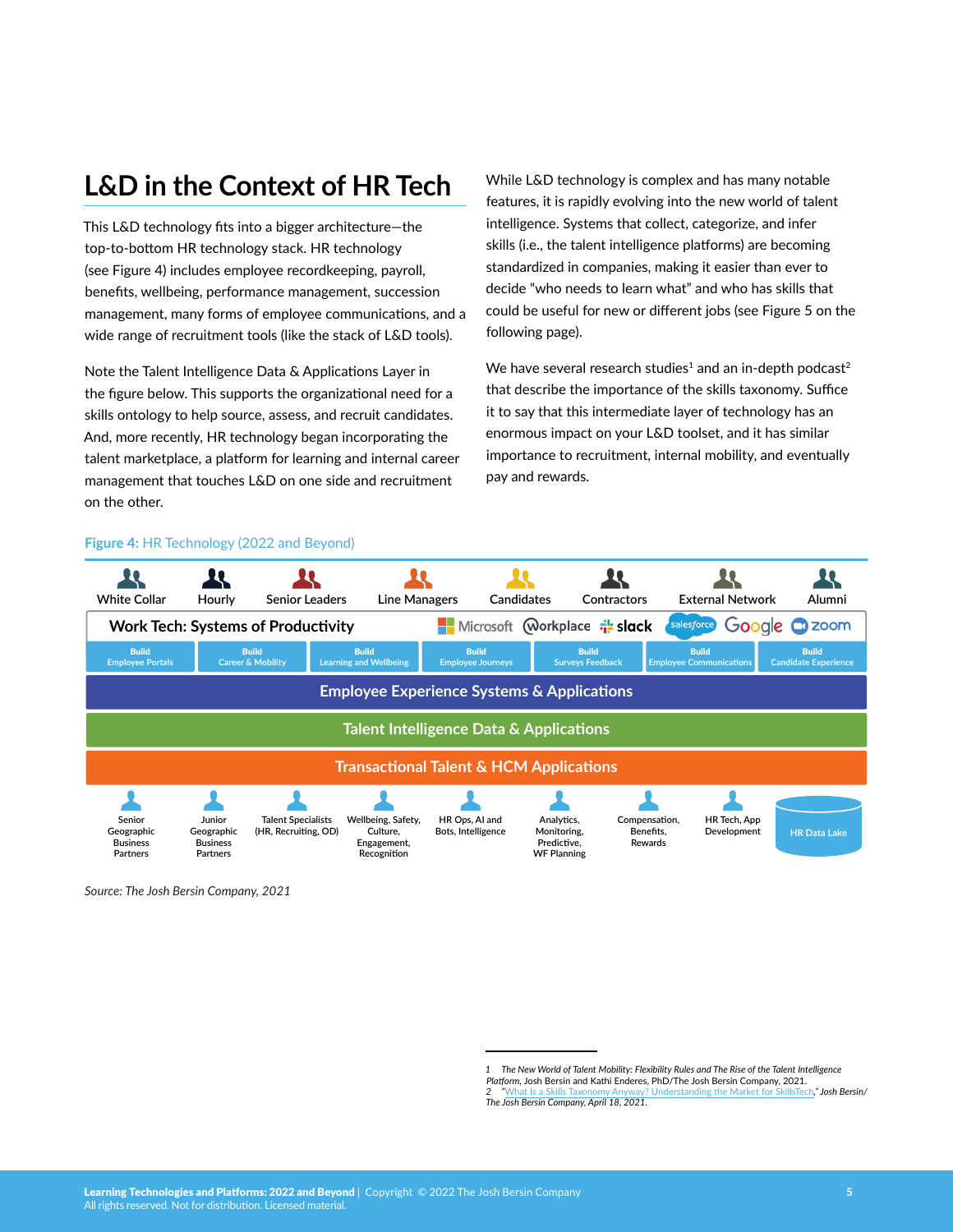## L&D in the Context of HR Tech

This L&D technology fits into a bigger architecture—the top-to-bottom HR technology stack. HR technology (see Figure 4) includes employee recordkeeping, payroll, benefits, wellbeing, performance management, succession management, many forms of employee communications, and a wide range of recruitment tools (like the stack of L&D tools).

Note the Talent Intelligence Data & Applications Layer in the figure below. This supports the organizational need for a skills ontology to help source, assess, and recruit candidates. And, more recently, HR technology began incorporating the talent marketplace, a platform for learning and internal career management that touches L&D on one side and recruitment on the other.

While L&D technology is complex and has many notable features, it is rapidly evolving into the new world of talent intelligence. Systems that collect, categorize, and infer skills (i.e., the talent intelligence platforms) are becoming standardized in companies, making it easier than ever to decide "who needs to learn what" and who has skills that could be useful for new or different jobs (see Figure 5 on the following page).

We have several research studies[1] and an in-depth podcast[2] that describe the importance of the skills taxonomy. Suffice it to say that this intermediate layer of technology has an enormous impact on your L&D toolset, and it has similar importance to recruitment, internal mobility, and eventually pay and rewards.

**Figure 4:** HR Technology (2022 and Beyond)

White Collar | Hourly | Senior Leaders | Line Managers | Candidates | Contractors | External Network | Alumni

**Work Tech: Systems of Productivity** — Microsoft, Workplace, slack, salesforce, Google, zoom

| Build Employee Portals | Build Career & Mobility | Build Learning and Wellbeing | Build Employee Journeys | Build Surveys Feedback | Build Employee Communications | Build Candidate Experience |
|---|---|---|---|---|---|---|

**Employee Experience Systems & Applications**

**Talent Intelligence Data & Applications**

**Transactional Talent & HCM Applications**

Senior Geographic Business Partners | Junior Geographic Business Partners | Talent Specialists (HR, Recruiting, OD) | Wellbeing, Safety, Culture, Engagement, Recognition | HR Ops, AI and Bots, Intelligence | Analytics, Monitoring, Predictive, WF Planning | Compensation, Benefits, Rewards | HR Tech, App Development | HR Data Lake

*Source: The Josh Bersin Company, 2021*

---

1 *The New World of Talent Mobility: Flexibility Rules and The Rise of the Talent Intelligence Platform*, Josh Bersin and Kathi Enderes, PhD/The Josh Bersin Company, 2021.
2 "What Is a Skills Taxonomy Anyway? Understanding the Market for SkillsTech," *Josh Bersin/The Josh Bersin Company, April 18, 2021.*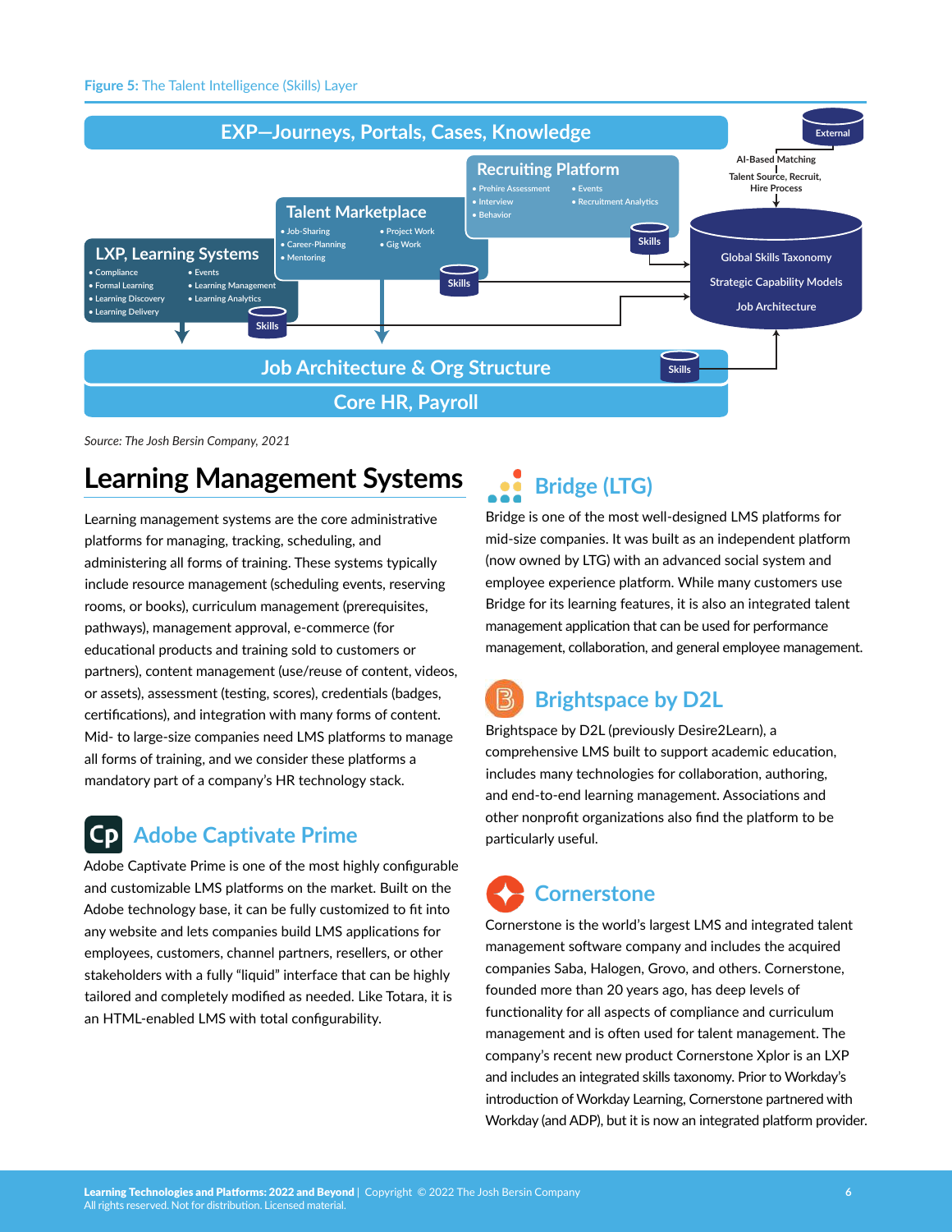**Figure 5:** The Talent Intelligence (Skills) Layer

EXP—Journeys, Portals, Cases, Knowledge

Recruiting Platform
- Prehire Assessment
- Events
- Interview
- Recruitment Analytics
- Behavior

Talent Marketplace
- Job-Sharing
- Project Work
- Career-Planning
- Gig Work
- Mentoring

LXP, Learning Systems
- Compliance
- Events
- Formal Learning
- Learning Management
- Learning Discovery
- Learning Analytics
- Learning Delivery

Skills

External

AI-Based Matching

Talent Source, Recruit, Hire Process

Global Skills Taxonomy

Strategic Capability Models

Job Architecture

Job Architecture & Org Structure

Core HR, Payroll

*Source: The Josh Bersin Company, 2021*

## Learning Management Systems

Learning management systems are the core administrative platforms for managing, tracking, scheduling, and administering all forms of training. These systems typically include resource management (scheduling events, reserving rooms, or books), curriculum management (prerequisites, pathways), management approval, e-commerce (for educational products and training sold to customers or partners), content management (use/reuse of content, videos, or assets), assessment (testing, scores), credentials (badges, certifications), and integration with many forms of content. Mid- to large-size companies need LMS platforms to manage all forms of training, and we consider these platforms a mandatory part of a company's HR technology stack.

### Adobe Captivate Prime

Adobe Captivate Prime is one of the most highly configurable and customizable LMS platforms on the market. Built on the Adobe technology base, it can be fully customized to fit into any website and lets companies build LMS applications for employees, customers, channel partners, resellers, or other stakeholders with a fully "liquid" interface that can be highly tailored and completely modified as needed. Like Totara, it is an HTML-enabled LMS with total configurability.

### Bridge (LTG)

Bridge is one of the most well-designed LMS platforms for mid-size companies. It was built as an independent platform (now owned by LTG) with an advanced social system and employee experience platform. While many customers use Bridge for its learning features, it is also an integrated talent management application that can be used for performance management, collaboration, and general employee management.

### Brightspace by D2L

Brightspace by D2L (previously Desire2Learn), a comprehensive LMS built to support academic education, includes many technologies for collaboration, authoring, and end-to-end learning management. Associations and other nonprofit organizations also find the platform to be particularly useful.

### Cornerstone

Cornerstone is the world's largest LMS and integrated talent management software company and includes the acquired companies Saba, Halogen, Grovo, and others. Cornerstone, founded more than 20 years ago, has deep levels of functionality for all aspects of compliance and curriculum management and is often used for talent management. The company's recent new product Cornerstone Xplor is an LXP and includes an integrated skills taxonomy. Prior to Workday's introduction of Workday Learning, Cornerstone partnered with Workday (and ADP), but it is now an integrated platform provider.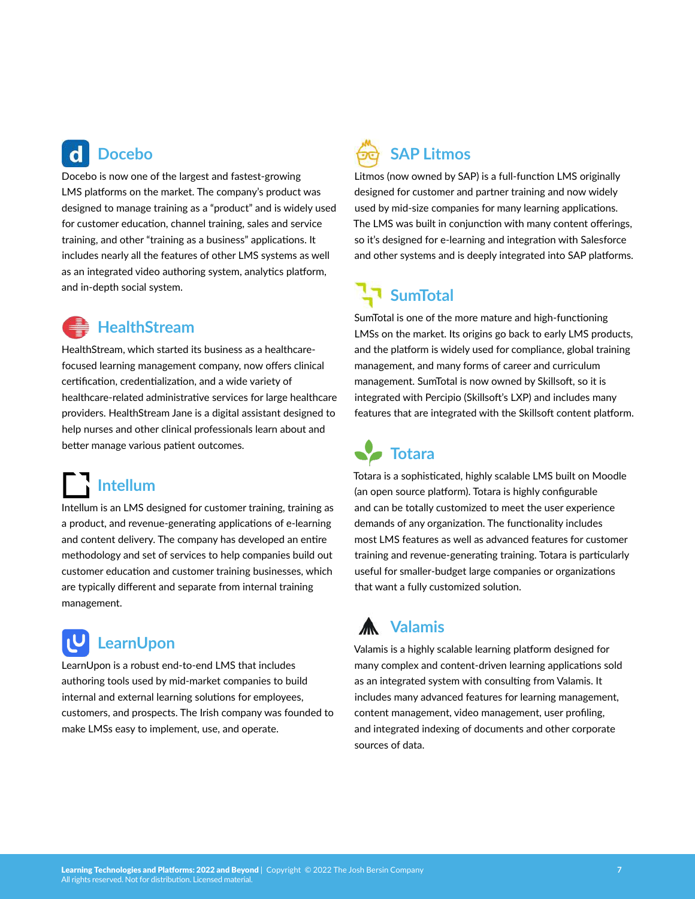## Docebo

Docebo is now one of the largest and fastest-growing LMS platforms on the market. The company's product was designed to manage training as a "product" and is widely used for customer education, channel training, sales and service training, and other "training as a business" applications. It includes nearly all the features of other LMS systems as well as an integrated video authoring system, analytics platform, and in-depth social system.

## HealthStream

HealthStream, which started its business as a healthcare-focused learning management company, now offers clinical certification, credentialization, and a wide variety of healthcare-related administrative services for large healthcare providers. HealthStream Jane is a digital assistant designed to help nurses and other clinical professionals learn about and better manage various patient outcomes.

## Intellum

Intellum is an LMS designed for customer training, training as a product, and revenue-generating applications of e-learning and content delivery. The company has developed an entire methodology and set of services to help companies build out customer education and customer training businesses, which are typically different and separate from internal training management.

## LearnUpon

LearnUpon is a robust end-to-end LMS that includes authoring tools used by mid-market companies to build internal and external learning solutions for employees, customers, and prospects. The Irish company was founded to make LMSs easy to implement, use, and operate.

## SAP Litmos

Litmos (now owned by SAP) is a full-function LMS originally designed for customer and partner training and now widely used by mid-size companies for many learning applications. The LMS was built in conjunction with many content offerings, so it's designed for e-learning and integration with Salesforce and other systems and is deeply integrated into SAP platforms.

## SumTotal

SumTotal is one of the more mature and high-functioning LMSs on the market. Its origins go back to early LMS products, and the platform is widely used for compliance, global training management, and many forms of career and curriculum management. SumTotal is now owned by Skillsoft, so it is integrated with Percipio (Skillsoft's LXP) and includes many features that are integrated with the Skillsoft content platform.

## Totara

Totara is a sophisticated, highly scalable LMS built on Moodle (an open source platform). Totara is highly configurable and can be totally customized to meet the user experience demands of any organization. The functionality includes most LMS features as well as advanced features for customer training and revenue-generating training. Totara is particularly useful for smaller-budget large companies or organizations that want a fully customized solution.

## Valamis

Valamis is a highly scalable learning platform designed for many complex and content-driven learning applications sold as an integrated system with consulting from Valamis. It includes many advanced features for learning management, content management, video management, user profiling, and integrated indexing of documents and other corporate sources of data.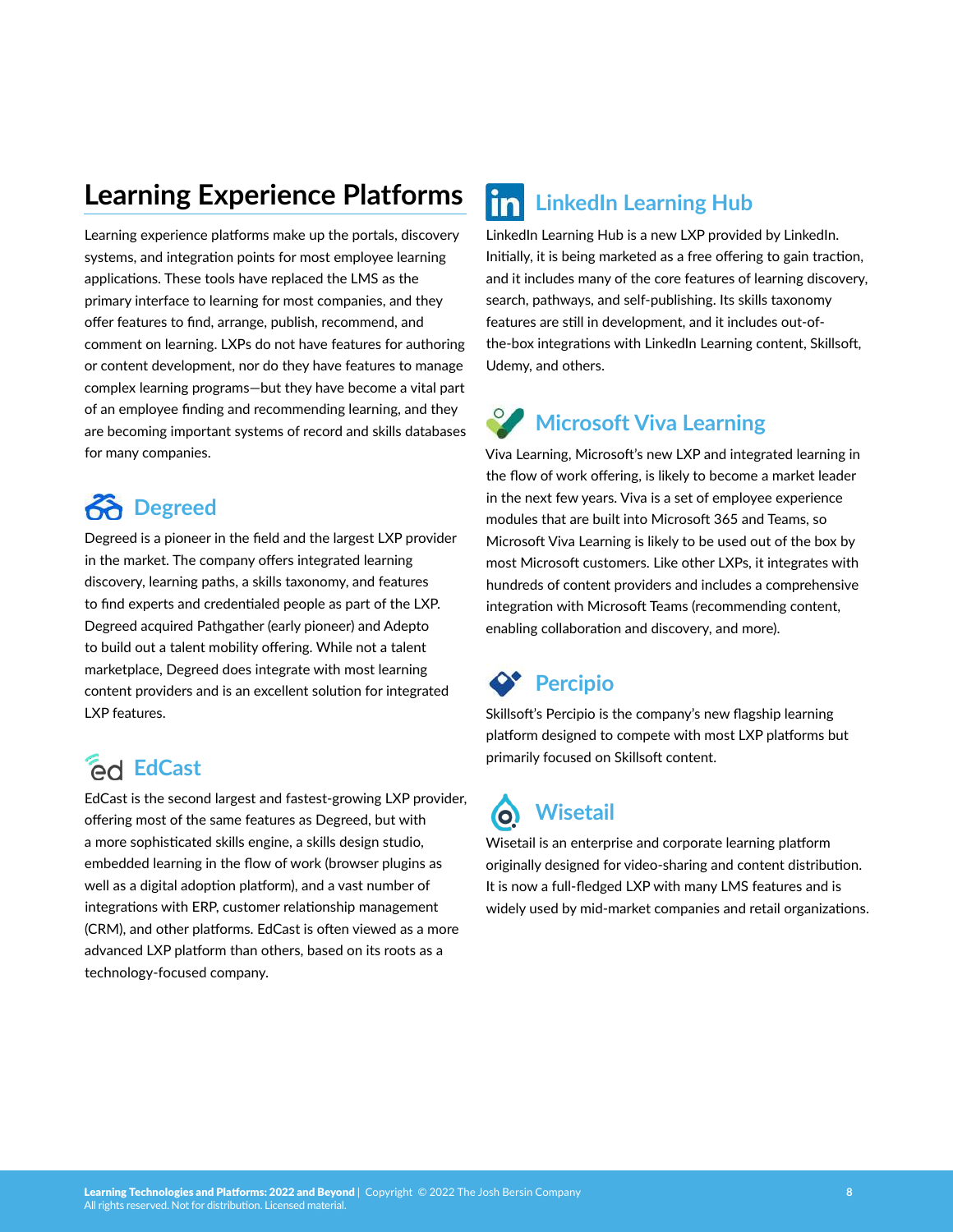# Learning Experience Platforms

Learning experience platforms make up the portals, discovery systems, and integration points for most employee learning applications. These tools have replaced the LMS as the primary interface to learning for most companies, and they offer features to find, arrange, publish, recommend, and comment on learning. LXPs do not have features for authoring or content development, nor do they have features to manage complex learning programs—but they have become a vital part of an employee finding and recommending learning, and they are becoming important systems of record and skills databases for many companies.

## Degreed

Degreed is a pioneer in the field and the largest LXP provider in the market. The company offers integrated learning discovery, learning paths, a skills taxonomy, and features to find experts and credentialed people as part of the LXP. Degreed acquired Pathgather (early pioneer) and Adepto to build out a talent mobility offering. While not a talent marketplace, Degreed does integrate with most learning content providers and is an excellent solution for integrated LXP features.

## EdCast

EdCast is the second largest and fastest-growing LXP provider, offering most of the same features as Degreed, but with a more sophisticated skills engine, a skills design studio, embedded learning in the flow of work (browser plugins as well as a digital adoption platform), and a vast number of integrations with ERP, customer relationship management (CRM), and other platforms. EdCast is often viewed as a more advanced LXP platform than others, based on its roots as a technology-focused company.

## LinkedIn Learning Hub

LinkedIn Learning Hub is a new LXP provided by LinkedIn. Initially, it is being marketed as a free offering to gain traction, and it includes many of the core features of learning discovery, search, pathways, and self-publishing. Its skills taxonomy features are still in development, and it includes out-of-the-box integrations with LinkedIn Learning content, Skillsoft, Udemy, and others.

## Microsoft Viva Learning

Viva Learning, Microsoft's new LXP and integrated learning in the flow of work offering, is likely to become a market leader in the next few years. Viva is a set of employee experience modules that are built into Microsoft 365 and Teams, so Microsoft Viva Learning is likely to be used out of the box by most Microsoft customers. Like other LXPs, it integrates with hundreds of content providers and includes a comprehensive integration with Microsoft Teams (recommending content, enabling collaboration and discovery, and more).

## Percipio

Skillsoft's Percipio is the company's new flagship learning platform designed to compete with most LXP platforms but primarily focused on Skillsoft content.

## Wisetail

Wisetail is an enterprise and corporate learning platform originally designed for video-sharing and content distribution. It is now a full-fledged LXP with many LMS features and is widely used by mid-market companies and retail organizations.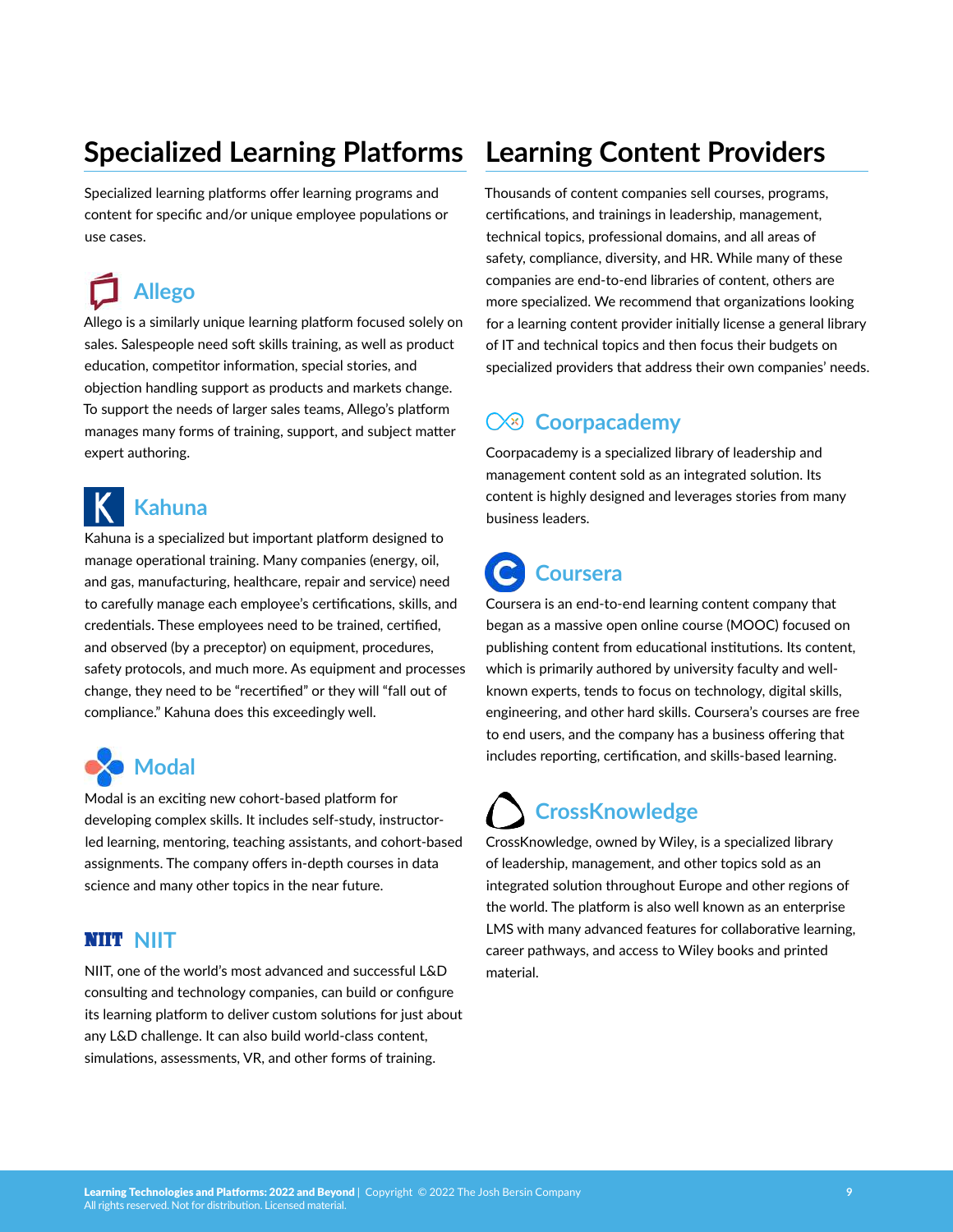## Specialized Learning Platforms

Specialized learning platforms offer learning programs and content for specific and/or unique employee populations or use cases.

### Allego

Allego is a similarly unique learning platform focused solely on sales. Salespeople need soft skills training, as well as product education, competitor information, special stories, and objection handling support as products and markets change. To support the needs of larger sales teams, Allego's platform manages many forms of training, support, and subject matter expert authoring.

### Kahuna

Kahuna is a specialized but important platform designed to manage operational training. Many companies (energy, oil, and gas, manufacturing, healthcare, repair and service) need to carefully manage each employee's certifications, skills, and credentials. These employees need to be trained, certified, and observed (by a preceptor) on equipment, procedures, safety protocols, and much more. As equipment and processes change, they need to be "recertified" or they will "fall out of compliance." Kahuna does this exceedingly well.

### Modal

Modal is an exciting new cohort-based platform for developing complex skills. It includes self-study, instructor-led learning, mentoring, teaching assistants, and cohort-based assignments. The company offers in-depth courses in data science and many other topics in the near future.

### NIIT

NIIT, one of the world's most advanced and successful L&D consulting and technology companies, can build or configure its learning platform to deliver custom solutions for just about any L&D challenge. It can also build world-class content, simulations, assessments, VR, and other forms of training.

## Learning Content Providers

Thousands of content companies sell courses, programs, certifications, and trainings in leadership, management, technical topics, professional domains, and all areas of safety, compliance, diversity, and HR. While many of these companies are end-to-end libraries of content, others are more specialized. We recommend that organizations looking for a learning content provider initially license a general library of IT and technical topics and then focus their budgets on specialized providers that address their own companies' needs.

### Coorpacademy

Coorpacademy is a specialized library of leadership and management content sold as an integrated solution. Its content is highly designed and leverages stories from many business leaders.

### Coursera

Coursera is an end-to-end learning content company that began as a massive open online course (MOOC) focused on publishing content from educational institutions. Its content, which is primarily authored by university faculty and well-known experts, tends to focus on technology, digital skills, engineering, and other hard skills. Coursera's courses are free to end users, and the company has a business offering that includes reporting, certification, and skills-based learning.

### CrossKnowledge

CrossKnowledge, owned by Wiley, is a specialized library of leadership, management, and other topics sold as an integrated solution throughout Europe and other regions of the world. The platform is also well known as an enterprise LMS with many advanced features for collaborative learning, career pathways, and access to Wiley books and printed material.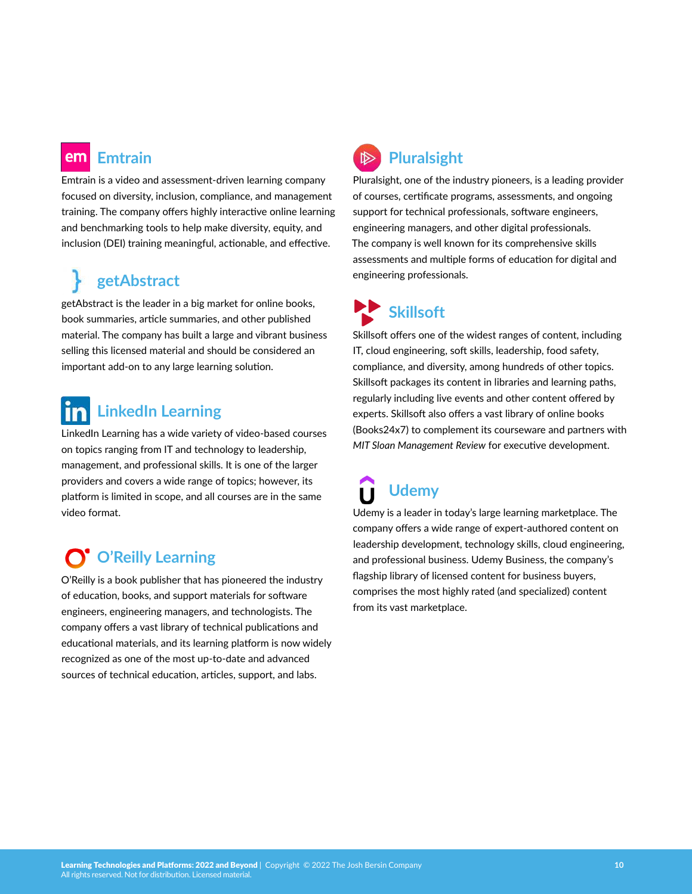## Emtrain

Emtrain is a video and assessment-driven learning company focused on diversity, inclusion, compliance, and management training. The company offers highly interactive online learning and benchmarking tools to help make diversity, equity, and inclusion (DEI) training meaningful, actionable, and effective.

## getAbstract

getAbstract is the leader in a big market for online books, book summaries, article summaries, and other published material. The company has built a large and vibrant business selling this licensed material and should be considered an important add-on to any large learning solution.

## LinkedIn Learning

LinkedIn Learning has a wide variety of video-based courses on topics ranging from IT and technology to leadership, management, and professional skills. It is one of the larger providers and covers a wide range of topics; however, its platform is limited in scope, and all courses are in the same video format.

## O'Reilly Learning

O'Reilly is a book publisher that has pioneered the industry of education, books, and support materials for software engineers, engineering managers, and technologists. The company offers a vast library of technical publications and educational materials, and its learning platform is now widely recognized as one of the most up-to-date and advanced sources of technical education, articles, support, and labs.

## Pluralsight

Pluralsight, one of the industry pioneers, is a leading provider of courses, certificate programs, assessments, and ongoing support for technical professionals, software engineers, engineering managers, and other digital professionals. The company is well known for its comprehensive skills assessments and multiple forms of education for digital and engineering professionals.

## Skillsoft

Skillsoft offers one of the widest ranges of content, including IT, cloud engineering, soft skills, leadership, food safety, compliance, and diversity, among hundreds of other topics. Skillsoft packages its content in libraries and learning paths, regularly including live events and other content offered by experts. Skillsoft also offers a vast library of online books (Books24x7) to complement its courseware and partners with *MIT Sloan Management Review* for executive development.

## Udemy

Udemy is a leader in today's large learning marketplace. The company offers a wide range of expert-authored content on leadership development, technology skills, cloud engineering, and professional business. Udemy Business, the company's flagship library of licensed content for business buyers, comprises the most highly rated (and specialized) content from its vast marketplace.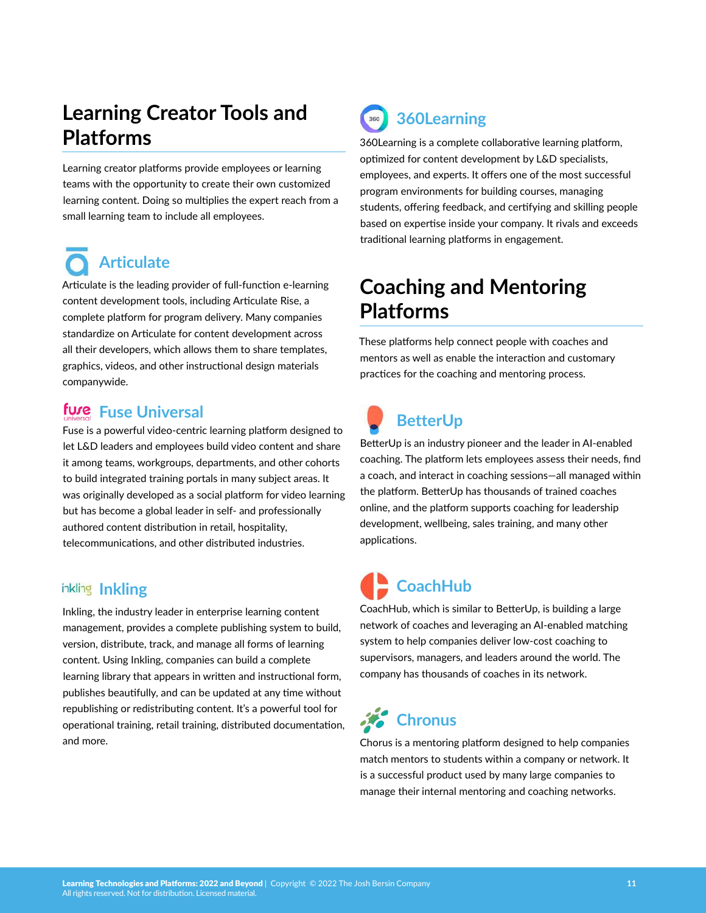## Learning Creator Tools and Platforms

Learning creator platforms provide employees or learning teams with the opportunity to create their own customized learning content. Doing so multiplies the expert reach from a small learning team to include all employees.

### Articulate

Articulate is the leading provider of full-function e-learning content development tools, including Articulate Rise, a complete platform for program delivery. Many companies standardize on Articulate for content development across all their developers, which allows them to share templates, graphics, videos, and other instructional design materials companywide.

### Fuse Universal

Fuse is a powerful video-centric learning platform designed to let L&D leaders and employees build video content and share it among teams, workgroups, departments, and other cohorts to build integrated training portals in many subject areas. It was originally developed as a social platform for video learning but has become a global leader in self- and professionally authored content distribution in retail, hospitality, telecommunications, and other distributed industries.

### Inkling

Inkling, the industry leader in enterprise learning content management, provides a complete publishing system to build, version, distribute, track, and manage all forms of learning content. Using Inkling, companies can build a complete learning library that appears in written and instructional form, publishes beautifully, and can be updated at any time without republishing or redistributing content. It's a powerful tool for operational training, retail training, distributed documentation, and more.

### 360Learning

360Learning is a complete collaborative learning platform, optimized for content development by L&D specialists, employees, and experts. It offers one of the most successful program environments for building courses, managing students, offering feedback, and certifying and skilling people based on expertise inside your company. It rivals and exceeds traditional learning platforms in engagement.

## Coaching and Mentoring Platforms

These platforms help connect people with coaches and mentors as well as enable the interaction and customary practices for the coaching and mentoring process.

### BetterUp

BetterUp is an industry pioneer and the leader in AI-enabled coaching. The platform lets employees assess their needs, find a coach, and interact in coaching sessions—all managed within the platform. BetterUp has thousands of trained coaches online, and the platform supports coaching for leadership development, wellbeing, sales training, and many other applications.

### CoachHub

CoachHub, which is similar to BetterUp, is building a large network of coaches and leveraging an AI-enabled matching system to help companies deliver low-cost coaching to supervisors, managers, and leaders around the world. The company has thousands of coaches in its network.

### Chronus

Chorus is a mentoring platform designed to help companies match mentors to students within a company or network. It is a successful product used by many large companies to manage their internal mentoring and coaching networks.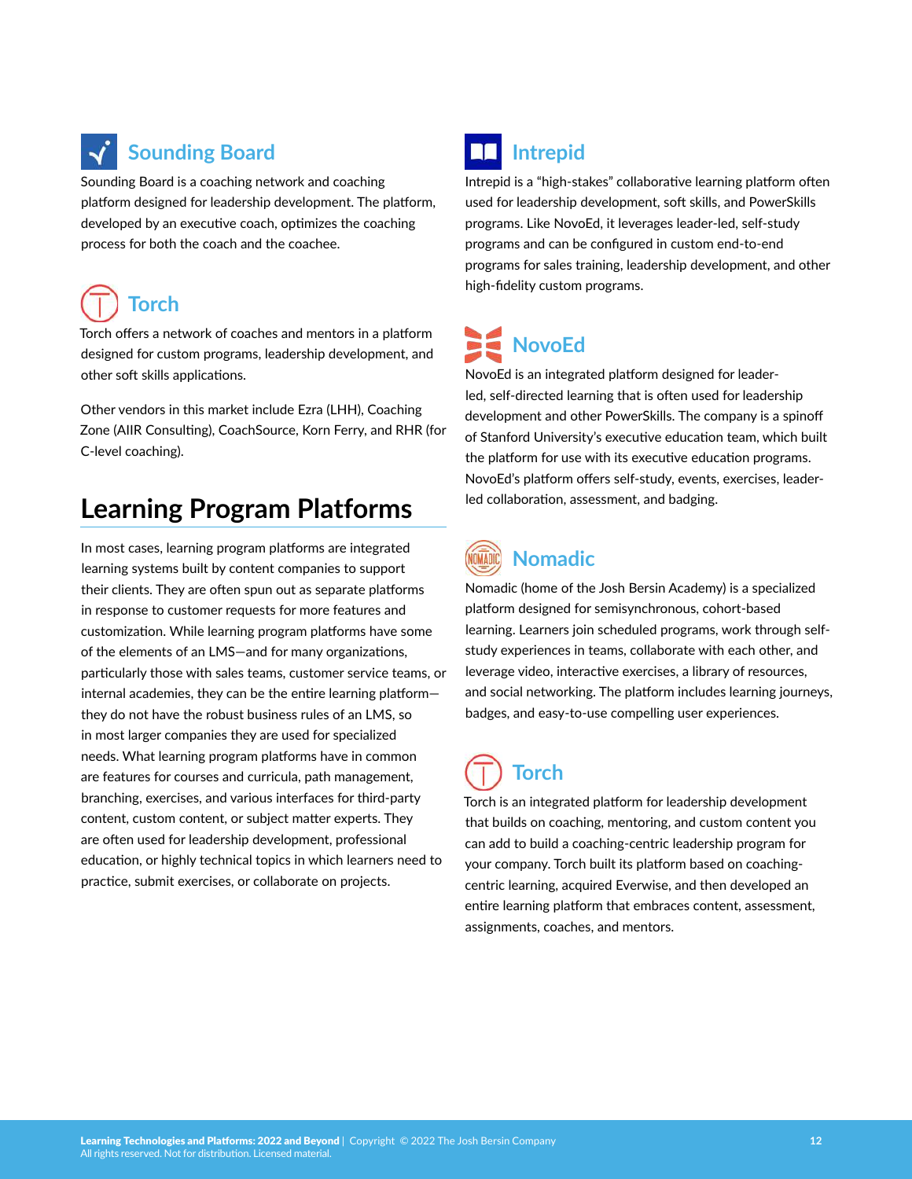### Sounding Board

Sounding Board is a coaching network and coaching platform designed for leadership development. The platform, developed by an executive coach, optimizes the coaching process for both the coach and the coachee.

### Torch

Torch offers a network of coaches and mentors in a platform designed for custom programs, leadership development, and other soft skills applications.

Other vendors in this market include Ezra (LHH), Coaching Zone (AIIR Consulting), CoachSource, Korn Ferry, and RHR (for C-level coaching).

## Learning Program Platforms

In most cases, learning program platforms are integrated learning systems built by content companies to support their clients. They are often spun out as separate platforms in response to customer requests for more features and customization. While learning program platforms have some of the elements of an LMS—and for many organizations, particularly those with sales teams, customer service teams, or internal academies, they can be the entire learning platform—they do not have the robust business rules of an LMS, so in most larger companies they are used for specialized needs. What learning program platforms have in common are features for courses and curricula, path management, branching, exercises, and various interfaces for third-party content, custom content, or subject matter experts. They are often used for leadership development, professional education, or highly technical topics in which learners need to practice, submit exercises, or collaborate on projects.

### Intrepid

Intrepid is a "high-stakes" collaborative learning platform often used for leadership development, soft skills, and PowerSkills programs. Like NovoEd, it leverages leader-led, self-study programs and can be configured in custom end-to-end programs for sales training, leadership development, and other high-fidelity custom programs.

### NovoEd

NovoEd is an integrated platform designed for leader-led, self-directed learning that is often used for leadership development and other PowerSkills. The company is a spinoff of Stanford University's executive education team, which built the platform for use with its executive education programs. NovoEd's platform offers self-study, events, exercises, leader-led collaboration, assessment, and badging.

### Nomadic

Nomadic (home of the Josh Bersin Academy) is a specialized platform designed for semisynchronous, cohort-based learning. Learners join scheduled programs, work through self-study experiences in teams, collaborate with each other, and leverage video, interactive exercises, a library of resources, and social networking. The platform includes learning journeys, badges, and easy-to-use compelling user experiences.

### Torch

Torch is an integrated platform for leadership development that builds on coaching, mentoring, and custom content you can add to build a coaching-centric leadership program for your company. Torch built its platform based on coaching-centric learning, acquired Everwise, and then developed an entire learning platform that embraces content, assessment, assignments, coaches, and mentors.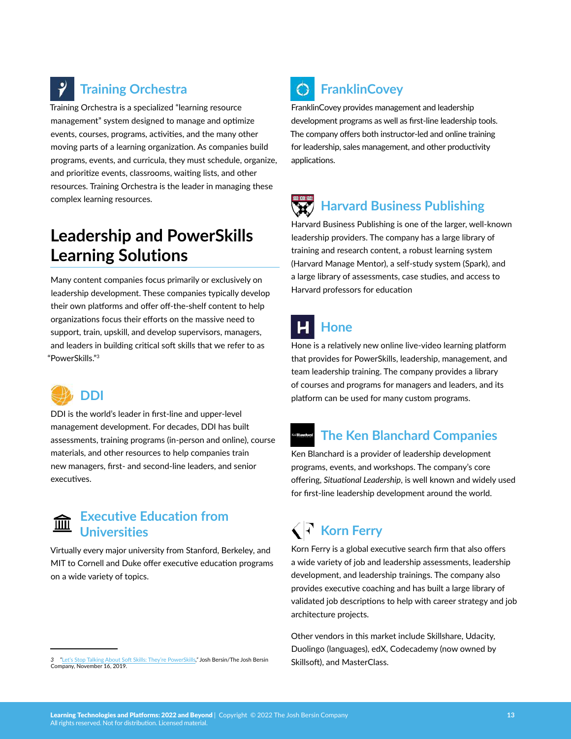### Training Orchestra

Training Orchestra is a specialized "learning resource management" system designed to manage and optimize events, courses, programs, activities, and the many other moving parts of a learning organization. As companies build programs, events, and curricula, they must schedule, organize, and prioritize events, classrooms, waiting lists, and other resources. Training Orchestra is the leader in managing these complex learning resources.

## Leadership and PowerSkills Learning Solutions

Many content companies focus primarily or exclusively on leadership development. These companies typically develop their own platforms and offer off-the-shelf content to help organizations focus their efforts on the massive need to support, train, upskill, and develop supervisors, managers, and leaders in building critical soft skills that we refer to as "PowerSkills."[3]

### DDI

DDI is the world's leader in first-line and upper-level management development. For decades, DDI has built assessments, training programs (in-person and online), course materials, and other resources to help companies train new managers, first- and second-line leaders, and senior executives.

### Executive Education from Universities

Virtually every major university from Stanford, Berkeley, and MIT to Cornell and Duke offer executive education programs on a wide variety of topics.

### FranklinCovey

FranklinCovey provides management and leadership development programs as well as first-line leadership tools. The company offers both instructor-led and online training for leadership, sales management, and other productivity applications.

### Harvard Business Publishing

Harvard Business Publishing is one of the larger, well-known leadership providers. The company has a large library of training and research content, a robust learning system (Harvard Manage Mentor), a self-study system (Spark), and a large library of assessments, case studies, and access to Harvard professors for education

### Hone

Hone is a relatively new online live-video learning platform that provides for PowerSkills, leadership, management, and team leadership training. The company provides a library of courses and programs for managers and leaders, and its platform can be used for many custom programs.

### The Ken Blanchard Companies

Ken Blanchard is a provider of leadership development programs, events, and workshops. The company's core offering, *Situational Leadership*, is well known and widely used for first-line leadership development around the world.

### Korn Ferry

Korn Ferry is a global executive search firm that also offers a wide variety of job and leadership assessments, leadership development, and leadership trainings. The company also provides executive coaching and has built a large library of validated job descriptions to help with career strategy and job architecture projects.

Other vendors in this market include Skillshare, Udacity, Duolingo (languages), edX, Codecademy (now owned by Skillsoft), and MasterClass.

---

3 "Let's Stop Talking About Soft Skills: They're PowerSkills," Josh Bersin/The Josh Bersin Company, November 16, 2019.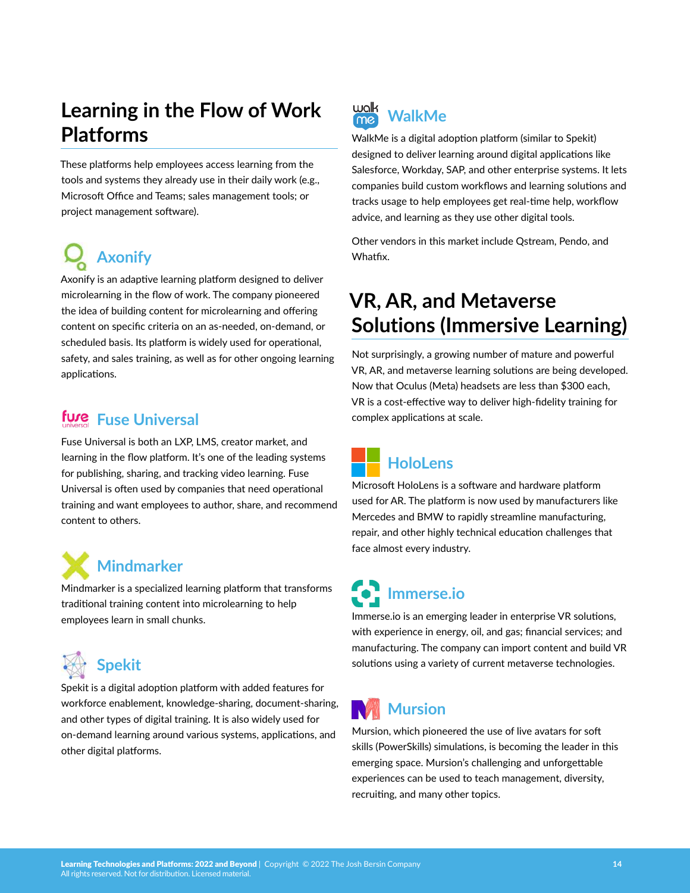## Learning in the Flow of Work Platforms

These platforms help employees access learning from the tools and systems they already use in their daily work (e.g., Microsoft Office and Teams; sales management tools; or project management software).

### Axonify

Axonify is an adaptive learning platform designed to deliver microlearning in the flow of work. The company pioneered the idea of building content for microlearning and offering content on specific criteria on an as-needed, on-demand, or scheduled basis. Its platform is widely used for operational, safety, and sales training, as well as for other ongoing learning applications.

### Fuse Universal

Fuse Universal is both an LXP, LMS, creator market, and learning in the flow platform. It's one of the leading systems for publishing, sharing, and tracking video learning. Fuse Universal is often used by companies that need operational training and want employees to author, share, and recommend content to others.

### Mindmarker

Mindmarker is a specialized learning platform that transforms traditional training content into microlearning to help employees learn in small chunks.

### Spekit

Spekit is a digital adoption platform with added features for workforce enablement, knowledge-sharing, document-sharing, and other types of digital training. It is also widely used for on-demand learning around various systems, applications, and other digital platforms.

### WalkMe

WalkMe is a digital adoption platform (similar to Spekit) designed to deliver learning around digital applications like Salesforce, Workday, SAP, and other enterprise systems. It lets companies build custom workflows and learning solutions and tracks usage to help employees get real-time help, workflow advice, and learning as they use other digital tools.

Other vendors in this market include Qstream, Pendo, and Whatfix.

## VR, AR, and Metaverse Solutions (Immersive Learning)

Not surprisingly, a growing number of mature and powerful VR, AR, and metaverse learning solutions are being developed. Now that Oculus (Meta) headsets are less than $300 each, VR is a cost-effective way to deliver high-fidelity training for complex applications at scale.

### HoloLens

Microsoft HoloLens is a software and hardware platform used for AR. The platform is now used by manufacturers like Mercedes and BMW to rapidly streamline manufacturing, repair, and other highly technical education challenges that face almost every industry.

### Immerse.io

Immerse.io is an emerging leader in enterprise VR solutions, with experience in energy, oil, and gas; financial services; and manufacturing. The company can import content and build VR solutions using a variety of current metaverse technologies.

### Mursion

Mursion, which pioneered the use of live avatars for soft skills (PowerSkills) simulations, is becoming the leader in this emerging space. Mursion's challenging and unforgettable experiences can be used to teach management, diversity, recruiting, and many other topics.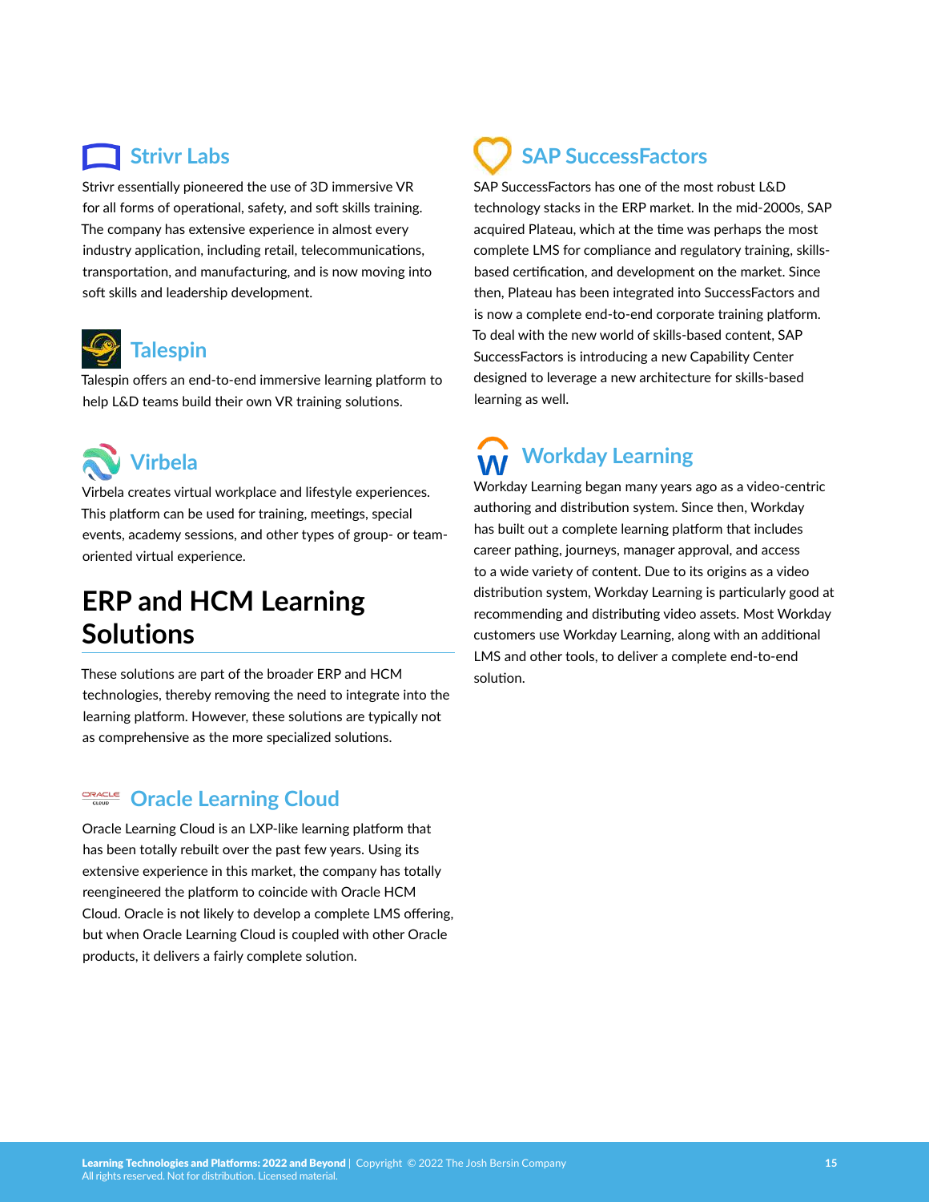### Strivr Labs

Strivr essentially pioneered the use of 3D immersive VR for all forms of operational, safety, and soft skills training. The company has extensive experience in almost every industry application, including retail, telecommunications, transportation, and manufacturing, and is now moving into soft skills and leadership development.

### Talespin

Talespin offers an end-to-end immersive learning platform to help L&D teams build their own VR training solutions.

### Virbela

Virbela creates virtual workplace and lifestyle experiences. This platform can be used for training, meetings, special events, academy sessions, and other types of group- or team-oriented virtual experience.

## ERP and HCM Learning Solutions

These solutions are part of the broader ERP and HCM technologies, thereby removing the need to integrate into the learning platform. However, these solutions are typically not as comprehensive as the more specialized solutions.

### Oracle Learning Cloud

Oracle Learning Cloud is an LXP-like learning platform that has been totally rebuilt over the past few years. Using its extensive experience in this market, the company has totally reengineered the platform to coincide with Oracle HCM Cloud. Oracle is not likely to develop a complete LMS offering, but when Oracle Learning Cloud is coupled with other Oracle products, it delivers a fairly complete solution.

### SAP SuccessFactors

SAP SuccessFactors has one of the most robust L&D technology stacks in the ERP market. In the mid-2000s, SAP acquired Plateau, which at the time was perhaps the most complete LMS for compliance and regulatory training, skills-based certification, and development on the market. Since then, Plateau has been integrated into SuccessFactors and is now a complete end-to-end corporate training platform. To deal with the new world of skills-based content, SAP SuccessFactors is introducing a new Capability Center designed to leverage a new architecture for skills-based learning as well.

### Workday Learning

Workday Learning began many years ago as a video-centric authoring and distribution system. Since then, Workday has built out a complete learning platform that includes career pathing, journeys, manager approval, and access to a wide variety of content. Due to its origins as a video distribution system, Workday Learning is particularly good at recommending and distributing video assets. Most Workday customers use Workday Learning, along with an additional LMS and other tools, to deliver a complete end-to-end solution.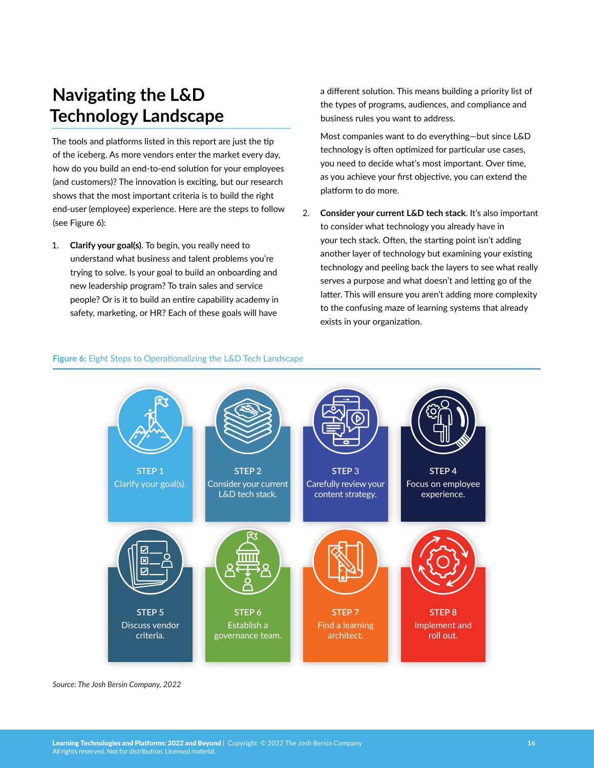# Navigating the L&D Technology Landscape

The tools and platforms listed in this report are just the tip of the iceberg. As more vendors enter the market every day, how do you build an end-to-end solution for your employees (and customers)? The innovation is exciting, but our research shows that the most important criteria is to build the right end-user (employee) experience. Here are the steps to follow (see Figure 6):

1. **Clarify your goal(s)**. To begin, you really need to understand what business and talent problems you're trying to solve. Is your goal to build an onboarding and new leadership program? To train sales and service people? Or is it to build an entire capability academy in safety, marketing, or HR? Each of these goals will have a different solution. This means building a priority list of the types of programs, audiences, and compliance and business rules you want to address.

   Most companies want to do everything—but since L&D technology is often optimized for particular use cases, you need to decide what's most important. Over time, as you achieve your first objective, you can extend the platform to do more.

2. **Consider your current L&D tech stack**. It's also important to consider what technology you already have in your tech stack. Often, the starting point isn't adding another layer of technology but examining your existing technology and peeling back the layers to see what really serves a purpose and what doesn't and letting go of the latter. This will ensure you aren't adding more complexity to the confusing maze of learning systems that already exists in your organization.

**Figure 6:** Eight Steps to Operationalizing the L&D Tech Landscape

- STEP 1: Clarify your goal(s).
- STEP 2: Consider your current L&D tech stack.
- STEP 3: Carefully review your content strategy.
- STEP 4: Focus on employee experience.
- STEP 5: Discuss vendor criteria.
- STEP 6: Establish a governance team.
- STEP 7: Find a learning architect.
- STEP 8: Implement and roll out.

*Source: The Josh Bersin Company, 2022*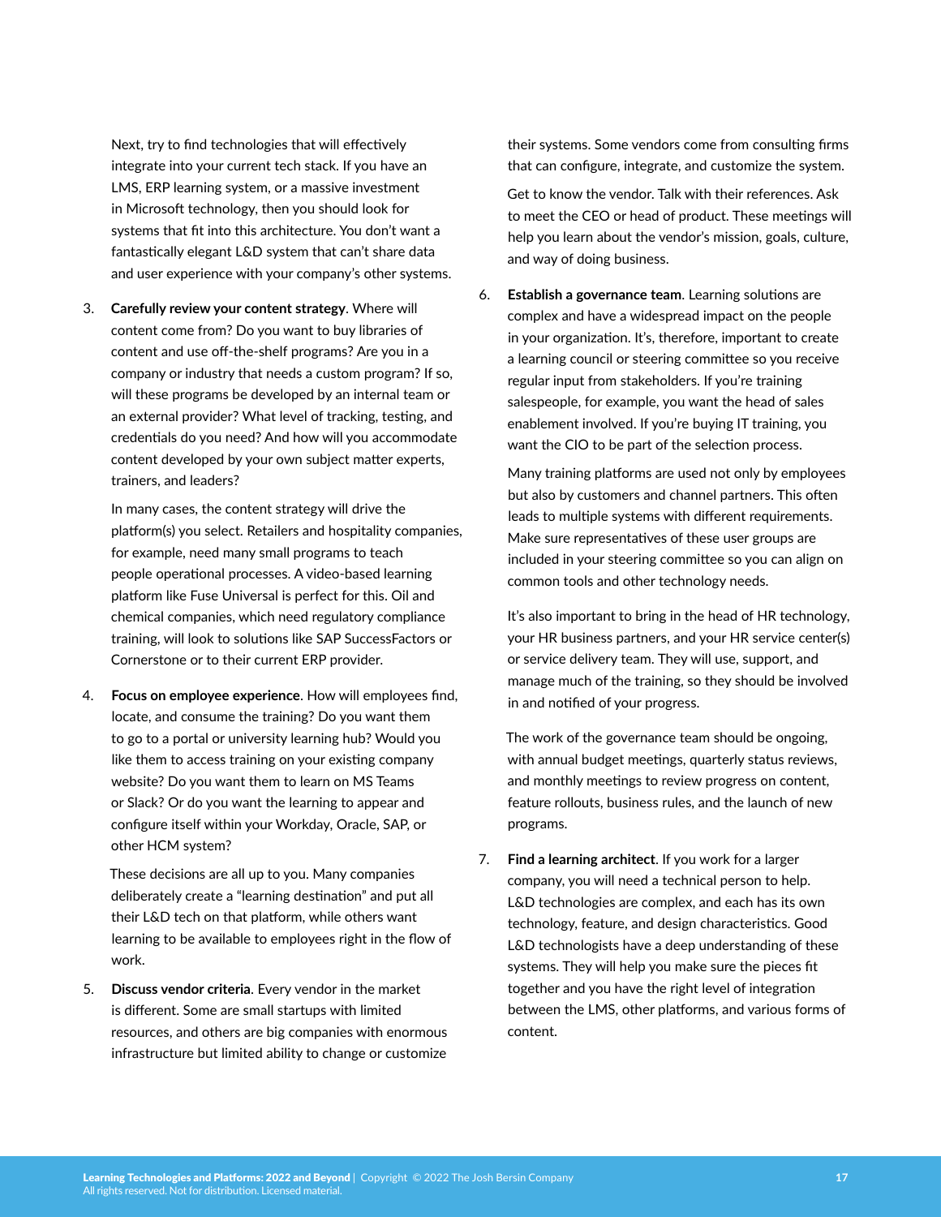Next, try to find technologies that will effectively integrate into your current tech stack. If you have an LMS, ERP learning system, or a massive investment in Microsoft technology, then you should look for systems that fit into this architecture. You don't want a fantastically elegant L&D system that can't share data and user experience with your company's other systems.

3. **Carefully review your content strategy**. Where will content come from? Do you want to buy libraries of content and use off-the-shelf programs? Are you in a company or industry that needs a custom program? If so, will these programs be developed by an internal team or an external provider? What level of tracking, testing, and credentials do you need? And how will you accommodate content developed by your own subject matter experts, trainers, and leaders?

   In many cases, the content strategy will drive the platform(s) you select. Retailers and hospitality companies, for example, need many small programs to teach people operational processes. A video-based learning platform like Fuse Universal is perfect for this. Oil and chemical companies, which need regulatory compliance training, will look to solutions like SAP SuccessFactors or Cornerstone or to their current ERP provider.

4. **Focus on employee experience**. How will employees find, locate, and consume the training? Do you want them to go to a portal or university learning hub? Would you like them to access training on your existing company website? Do you want them to learn on MS Teams or Slack? Or do you want the learning to appear and configure itself within your Workday, Oracle, SAP, or other HCM system?

   These decisions are all up to you. Many companies deliberately create a "learning destination" and put all their L&D tech on that platform, while others want learning to be available to employees right in the flow of work.

5. **Discuss vendor criteria**. Every vendor in the market is different. Some are small startups with limited resources, and others are big companies with enormous infrastructure but limited ability to change or customize their systems. Some vendors come from consulting firms that can configure, integrate, and customize the system.

   Get to know the vendor. Talk with their references. Ask to meet the CEO or head of product. These meetings will help you learn about the vendor's mission, goals, culture, and way of doing business.

6. **Establish a governance team**. Learning solutions are complex and have a widespread impact on the people in your organization. It's, therefore, important to create a learning council or steering committee so you receive regular input from stakeholders. If you're training salespeople, for example, you want the head of sales enablement involved. If you're buying IT training, you want the CIO to be part of the selection process.

   Many training platforms are used not only by employees but also by customers and channel partners. This often leads to multiple systems with different requirements. Make sure representatives of these user groups are included in your steering committee so you can align on common tools and other technology needs.

   It's also important to bring in the head of HR technology, your HR business partners, and your HR service center(s) or service delivery team. They will use, support, and manage much of the training, so they should be involved in and notified of your progress.

   The work of the governance team should be ongoing, with annual budget meetings, quarterly status reviews, and monthly meetings to review progress on content, feature rollouts, business rules, and the launch of new programs.

7. **Find a learning architect**. If you work for a larger company, you will need a technical person to help. L&D technologies are complex, and each has its own technology, feature, and design characteristics. Good L&D technologists have a deep understanding of these systems. They will help you make sure the pieces fit together and you have the right level of integration between the LMS, other platforms, and various forms of content.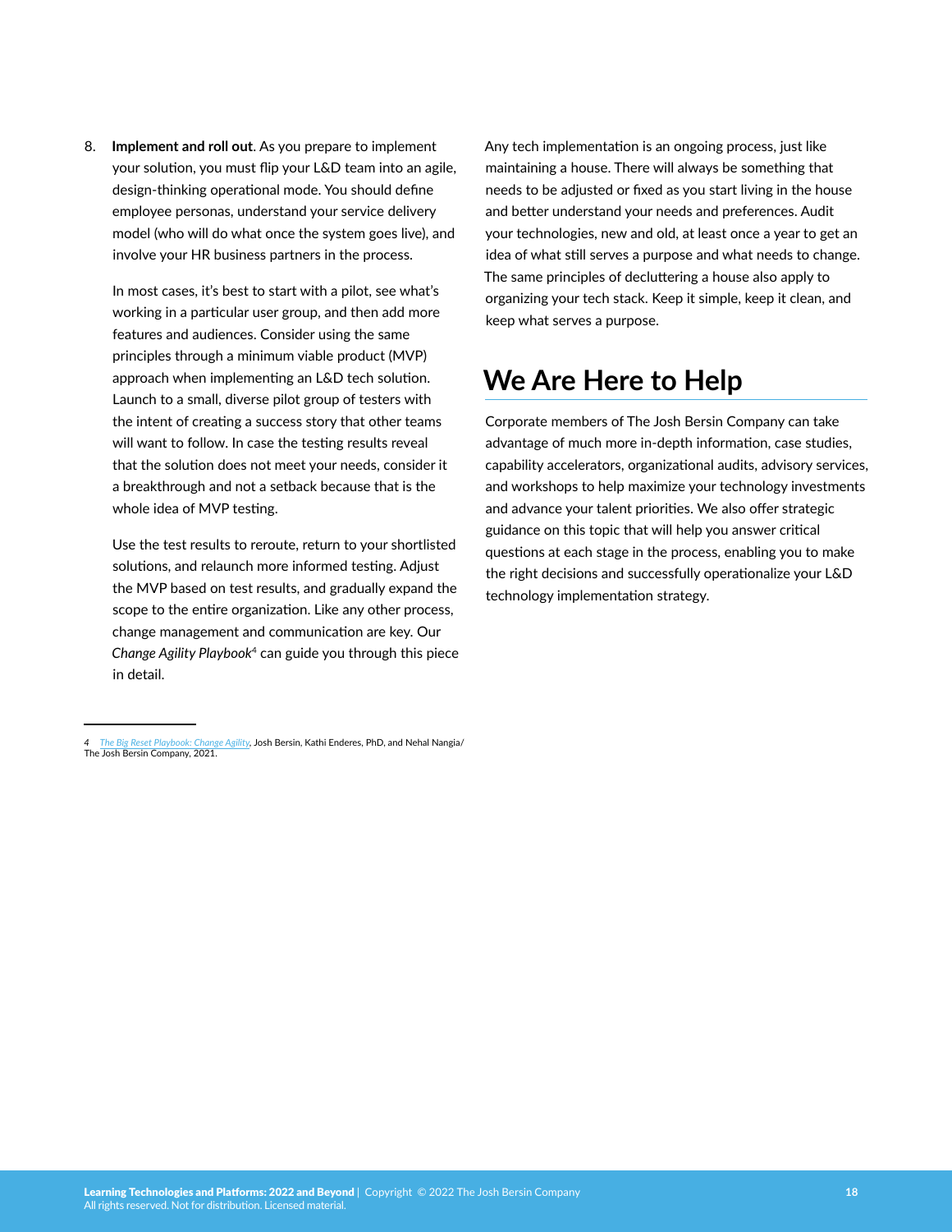8. **Implement and roll out**. As you prepare to implement your solution, you must flip your L&D team into an agile, design-thinking operational mode. You should define employee personas, understand your service delivery model (who will do what once the system goes live), and involve your HR business partners in the process.

   In most cases, it's best to start with a pilot, see what's working in a particular user group, and then add more features and audiences. Consider using the same principles through a minimum viable product (MVP) approach when implementing an L&D tech solution. Launch to a small, diverse pilot group of testers with the intent of creating a success story that other teams will want to follow. In case the testing results reveal that the solution does not meet your needs, consider it a breakthrough and not a setback because that is the whole idea of MVP testing.

   Use the test results to reroute, return to your shortlisted solutions, and relaunch more informed testing. Adjust the MVP based on test results, and gradually expand the scope to the entire organization. Like any other process, change management and communication are key. Our *Change Agility Playbook*[4] can guide you through this piece in detail.

Any tech implementation is an ongoing process, just like maintaining a house. There will always be something that needs to be adjusted or fixed as you start living in the house and better understand your needs and preferences. Audit your technologies, new and old, at least once a year to get an idea of what still serves a purpose and what needs to change. The same principles of decluttering a house also apply to organizing your tech stack. Keep it simple, keep it clean, and keep what serves a purpose.

## We Are Here to Help

Corporate members of The Josh Bersin Company can take advantage of much more in-depth information, case studies, capability accelerators, organizational audits, advisory services, and workshops to help maximize your technology investments and advance your talent priorities. We also offer strategic guidance on this topic that will help you answer critical questions at each stage in the process, enabling you to make the right decisions and successfully operationalize your L&D technology implementation strategy.

---

4 *The Big Reset Playbook: Change Agility*, Josh Bersin, Kathi Enderes, PhD, and Nehal Nangia/ The Josh Bersin Company, 2021.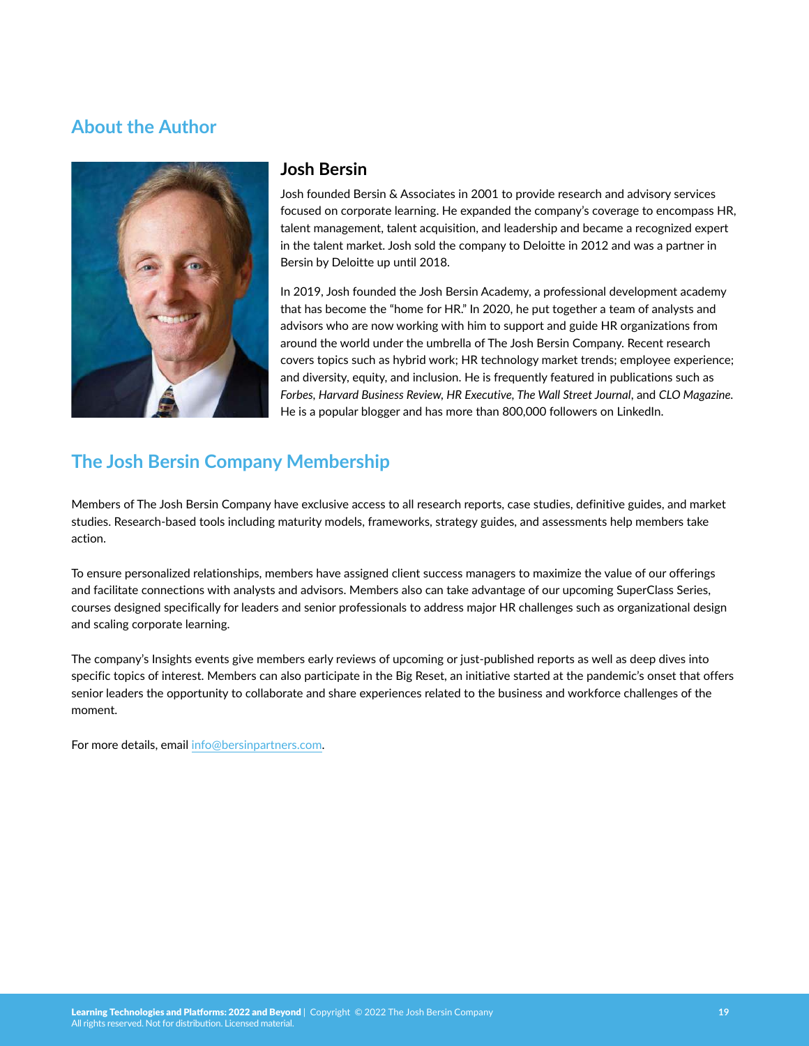## About the Author

### Josh Bersin

Josh founded Bersin & Associates in 2001 to provide research and advisory services focused on corporate learning. He expanded the company's coverage to encompass HR, talent management, talent acquisition, and leadership and became a recognized expert in the talent market. Josh sold the company to Deloitte in 2012 and was a partner in Bersin by Deloitte up until 2018.

In 2019, Josh founded the Josh Bersin Academy, a professional development academy that has become the "home for HR." In 2020, he put together a team of analysts and advisors who are now working with him to support and guide HR organizations from around the world under the umbrella of The Josh Bersin Company. Recent research covers topics such as hybrid work; HR technology market trends; employee experience; and diversity, equity, and inclusion. He is frequently featured in publications such as *Forbes*, *Harvard Business Review*, *HR Executive*, *The Wall Street Journal*, and *CLO Magazine*. He is a popular blogger and has more than 800,000 followers on LinkedIn.

## The Josh Bersin Company Membership

Members of The Josh Bersin Company have exclusive access to all research reports, case studies, definitive guides, and market studies. Research-based tools including maturity models, frameworks, strategy guides, and assessments help members take action.

To ensure personalized relationships, members have assigned client success managers to maximize the value of our offerings and facilitate connections with analysts and advisors. Members also can take advantage of our upcoming SuperClass Series, courses designed specifically for leaders and senior professionals to address major HR challenges such as organizational design and scaling corporate learning.

The company's Insights events give members early reviews of upcoming or just-published reports as well as deep dives into specific topics of interest. Members can also participate in the Big Reset, an initiative started at the pandemic's onset that offers senior leaders the opportunity to collaborate and share experiences related to the business and workforce challenges of the moment.

For more details, email info@bersinpartners.com.